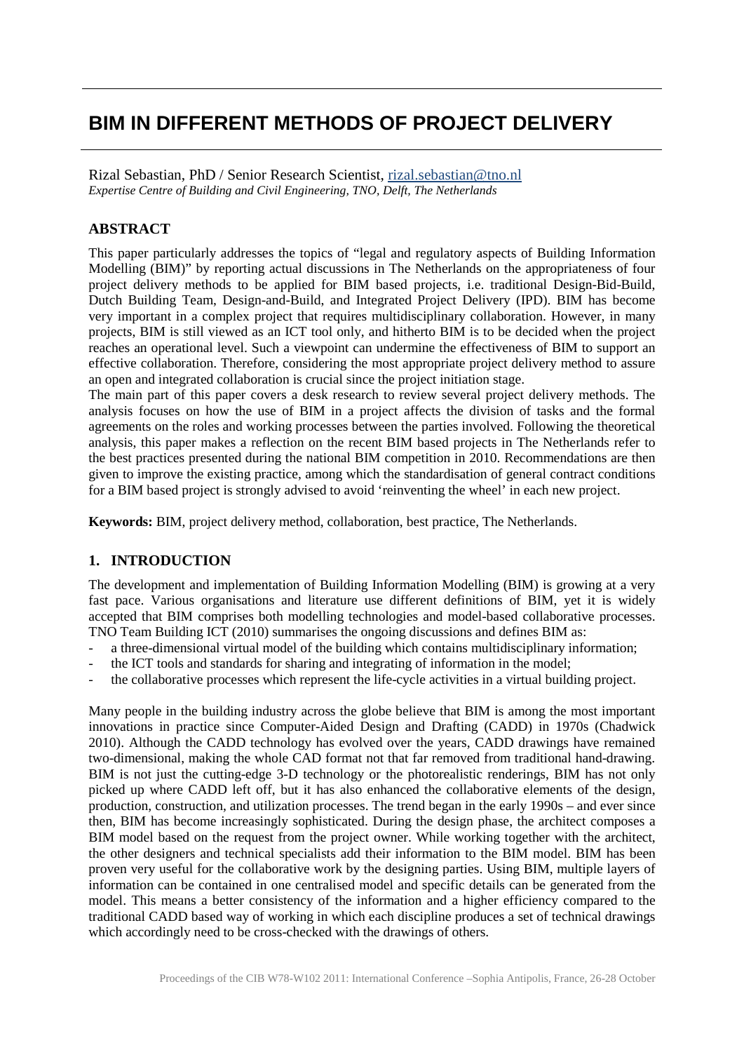# BIM IN DIFFERENT METHODS OF PROJECT DELIVERY

Rizal Sebastian, PhD / Senior Research Scientist, rizal.sebastian@tno.nl
*Expertise Centre of Building and Civil Engineering, TNO, Delft, The Netherlands*

## ABSTRACT

This paper particularly addresses the topics of "legal and regulatory aspects of Building Information Modelling (BIM)" by reporting actual discussions in The Netherlands on the appropriateness of four project delivery methods to be applied for BIM based projects, i.e. traditional Design-Bid-Build, Dutch Building Team, Design-and-Build, and Integrated Project Delivery (IPD). BIM has become very important in a complex project that requires multidisciplinary collaboration. However, in many projects, BIM is still viewed as an ICT tool only, and hitherto BIM is to be decided when the project reaches an operational level. Such a viewpoint can undermine the effectiveness of BIM to support an effective collaboration. Therefore, considering the most appropriate project delivery method to assure an open and integrated collaboration is crucial since the project initiation stage.

The main part of this paper covers a desk research to review several project delivery methods. The analysis focuses on how the use of BIM in a project affects the division of tasks and the formal agreements on the roles and working processes between the parties involved. Following the theoretical analysis, this paper makes a reflection on the recent BIM based projects in The Netherlands refer to the best practices presented during the national BIM competition in 2010. Recommendations are then given to improve the existing practice, among which the standardisation of general contract conditions for a BIM based project is strongly advised to avoid 'reinventing the wheel' in each new project.

**Keywords:** BIM, project delivery method, collaboration, best practice, The Netherlands.

## 1. INTRODUCTION

The development and implementation of Building Information Modelling (BIM) is growing at a very fast pace. Various organisations and literature use different definitions of BIM, yet it is widely accepted that BIM comprises both modelling technologies and model-based collaborative processes. TNO Team Building ICT (2010) summarises the ongoing discussions and defines BIM as:

- a three-dimensional virtual model of the building which contains multidisciplinary information;
- the ICT tools and standards for sharing and integrating of information in the model;
- the collaborative processes which represent the life-cycle activities in a virtual building project.

Many people in the building industry across the globe believe that BIM is among the most important innovations in practice since Computer-Aided Design and Drafting (CADD) in 1970s (Chadwick 2010). Although the CADD technology has evolved over the years, CADD drawings have remained two-dimensional, making the whole CAD format not that far removed from traditional hand-drawing. BIM is not just the cutting-edge 3-D technology or the photorealistic renderings, BIM has not only picked up where CADD left off, but it has also enhanced the collaborative elements of the design, production, construction, and utilization processes. The trend began in the early 1990s – and ever since then, BIM has become increasingly sophisticated. During the design phase, the architect composes a BIM model based on the request from the project owner. While working together with the architect, the other designers and technical specialists add their information to the BIM model. BIM has been proven very useful for the collaborative work by the designing parties. Using BIM, multiple layers of information can be contained in one centralised model and specific details can be generated from the model. This means a better consistency of the information and a higher efficiency compared to the traditional CADD based way of working in which each discipline produces a set of technical drawings which accordingly need to be cross-checked with the drawings of others.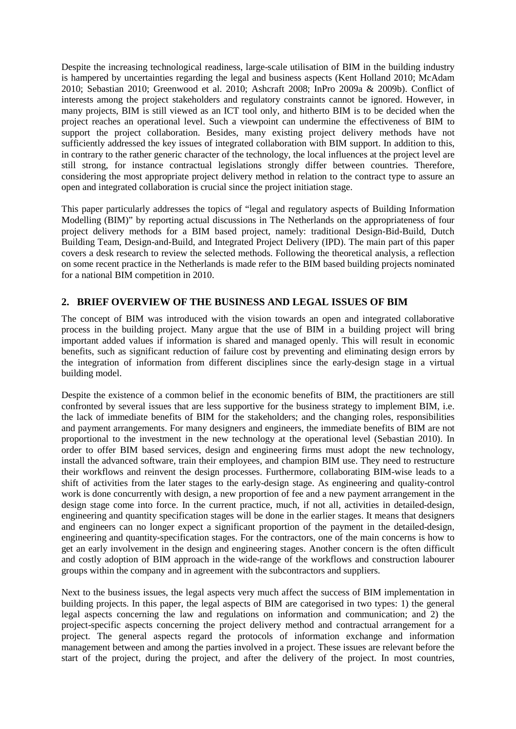Despite the increasing technological readiness, large-scale utilisation of BIM in the building industry is hampered by uncertainties regarding the legal and business aspects (Kent Holland 2010; McAdam 2010; Sebastian 2010; Greenwood et al. 2010; Ashcraft 2008; InPro 2009a & 2009b). Conflict of interests among the project stakeholders and regulatory constraints cannot be ignored. However, in many projects, BIM is still viewed as an ICT tool only, and hitherto BIM is to be decided when the project reaches an operational level. Such a viewpoint can undermine the effectiveness of BIM to support the project collaboration. Besides, many existing project delivery methods have not sufficiently addressed the key issues of integrated collaboration with BIM support. In addition to this, in contrary to the rather generic character of the technology, the local influences at the project level are still strong, for instance contractual legislations strongly differ between countries. Therefore, considering the most appropriate project delivery method in relation to the contract type to assure an open and integrated collaboration is crucial since the project initiation stage.

This paper particularly addresses the topics of "legal and regulatory aspects of Building Information Modelling (BIM)" by reporting actual discussions in The Netherlands on the appropriateness of four project delivery methods for a BIM based project, namely: traditional Design-Bid-Build, Dutch Building Team, Design-and-Build, and Integrated Project Delivery (IPD). The main part of this paper covers a desk research to review the selected methods. Following the theoretical analysis, a reflection on some recent practice in the Netherlands is made refer to the BIM based building projects nominated for a national BIM competition in 2010.

## 2. BRIEF OVERVIEW OF THE BUSINESS AND LEGAL ISSUES OF BIM

The concept of BIM was introduced with the vision towards an open and integrated collaborative process in the building project. Many argue that the use of BIM in a building project will bring important added values if information is shared and managed openly. This will result in economic benefits, such as significant reduction of failure cost by preventing and eliminating design errors by the integration of information from different disciplines since the early-design stage in a virtual building model.

Despite the existence of a common belief in the economic benefits of BIM, the practitioners are still confronted by several issues that are less supportive for the business strategy to implement BIM, i.e. the lack of immediate benefits of BIM for the stakeholders; and the changing roles, responsibilities and payment arrangements. For many designers and engineers, the immediate benefits of BIM are not proportional to the investment in the new technology at the operational level (Sebastian 2010). In order to offer BIM based services, design and engineering firms must adopt the new technology, install the advanced software, train their employees, and champion BIM use. They need to restructure their workflows and reinvent the design processes. Furthermore, collaborating BIM-wise leads to a shift of activities from the later stages to the early-design stage. As engineering and quality-control work is done concurrently with design, a new proportion of fee and a new payment arrangement in the design stage come into force. In the current practice, much, if not all, activities in detailed-design, engineering and quantity specification stages will be done in the earlier stages. It means that designers and engineers can no longer expect a significant proportion of the payment in the detailed-design, engineering and quantity-specification stages. For the contractors, one of the main concerns is how to get an early involvement in the design and engineering stages. Another concern is the often difficult and costly adoption of BIM approach in the wide-range of the workflows and construction labourer groups within the company and in agreement with the subcontractors and suppliers.

Next to the business issues, the legal aspects very much affect the success of BIM implementation in building projects. In this paper, the legal aspects of BIM are categorised in two types: 1) the general legal aspects concerning the law and regulations on information and communication; and 2) the project-specific aspects concerning the project delivery method and contractual arrangement for a project. The general aspects regard the protocols of information exchange and information management between and among the parties involved in a project. These issues are relevant before the start of the project, during the project, and after the delivery of the project. In most countries,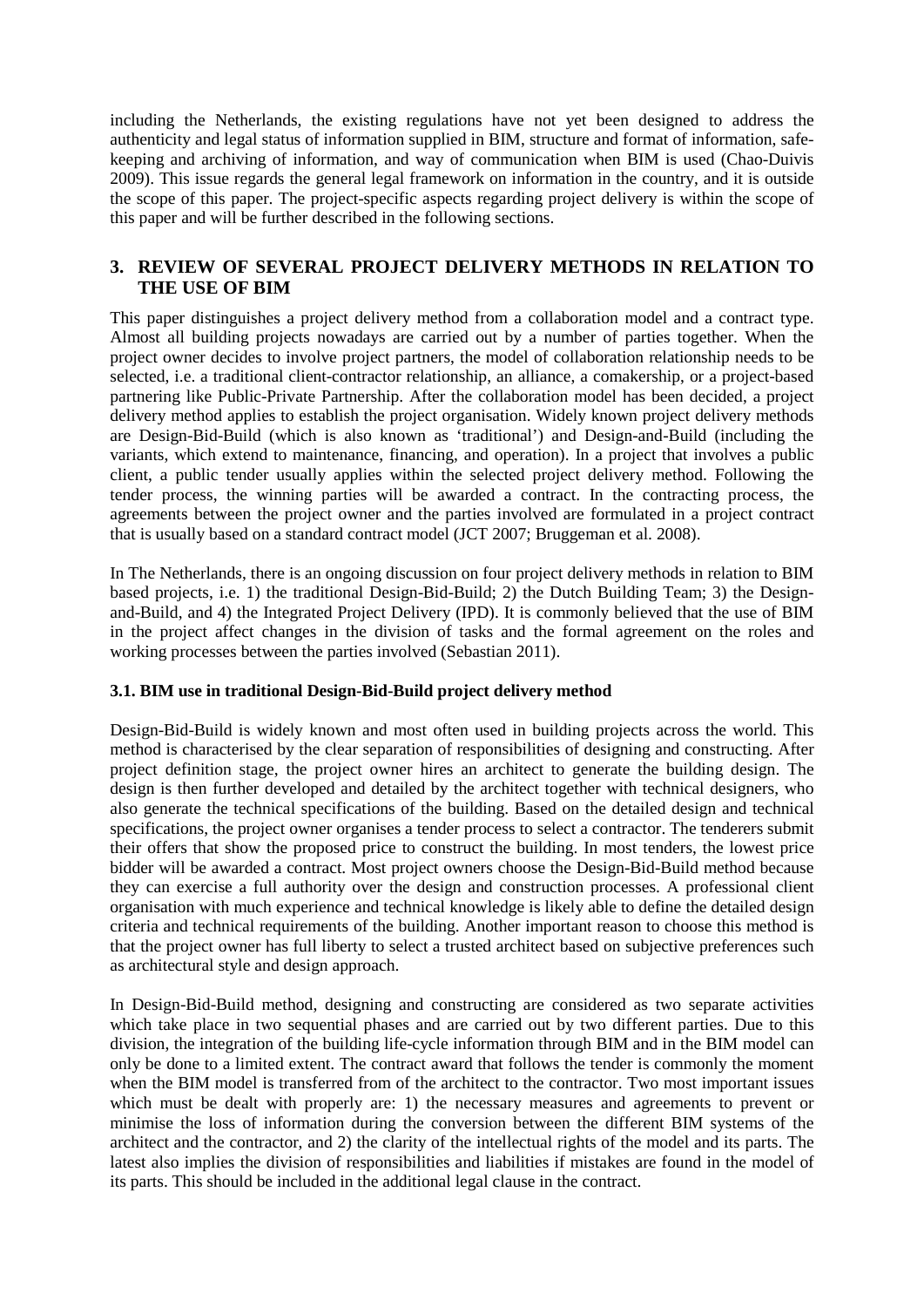including the Netherlands, the existing regulations have not yet been designed to address the authenticity and legal status of information supplied in BIM, structure and format of information, safe-keeping and archiving of information, and way of communication when BIM is used (Chao-Duivis 2009). This issue regards the general legal framework on information in the country, and it is outside the scope of this paper. The project-specific aspects regarding project delivery is within the scope of this paper and will be further described in the following sections.

## 3. REVIEW OF SEVERAL PROJECT DELIVERY METHODS IN RELATION TO THE USE OF BIM

This paper distinguishes a project delivery method from a collaboration model and a contract type. Almost all building projects nowadays are carried out by a number of parties together. When the project owner decides to involve project partners, the model of collaboration relationship needs to be selected, i.e. a traditional client-contractor relationship, an alliance, a comakership, or a project-based partnering like Public-Private Partnership. After the collaboration model has been decided, a project delivery method applies to establish the project organisation. Widely known project delivery methods are Design-Bid-Build (which is also known as 'traditional') and Design-and-Build (including the variants, which extend to maintenance, financing, and operation). In a project that involves a public client, a public tender usually applies within the selected project delivery method. Following the tender process, the winning parties will be awarded a contract. In the contracting process, the agreements between the project owner and the parties involved are formulated in a project contract that is usually based on a standard contract model (JCT 2007; Bruggeman et al. 2008).

In The Netherlands, there is an ongoing discussion on four project delivery methods in relation to BIM based projects, i.e. 1) the traditional Design-Bid-Build; 2) the Dutch Building Team; 3) the Design-and-Build, and 4) the Integrated Project Delivery (IPD). It is commonly believed that the use of BIM in the project affect changes in the division of tasks and the formal agreement on the roles and working processes between the parties involved (Sebastian 2011).

### 3.1. BIM use in traditional Design-Bid-Build project delivery method

Design-Bid-Build is widely known and most often used in building projects across the world. This method is characterised by the clear separation of responsibilities of designing and constructing. After project definition stage, the project owner hires an architect to generate the building design. The design is then further developed and detailed by the architect together with technical designers, who also generate the technical specifications of the building. Based on the detailed design and technical specifications, the project owner organises a tender process to select a contractor. The tenderers submit their offers that show the proposed price to construct the building. In most tenders, the lowest price bidder will be awarded a contract. Most project owners choose the Design-Bid-Build method because they can exercise a full authority over the design and construction processes. A professional client organisation with much experience and technical knowledge is likely able to define the detailed design criteria and technical requirements of the building. Another important reason to choose this method is that the project owner has full liberty to select a trusted architect based on subjective preferences such as architectural style and design approach.

In Design-Bid-Build method, designing and constructing are considered as two separate activities which take place in two sequential phases and are carried out by two different parties. Due to this division, the integration of the building life-cycle information through BIM and in the BIM model can only be done to a limited extent. The contract award that follows the tender is commonly the moment when the BIM model is transferred from of the architect to the contractor. Two most important issues which must be dealt with properly are: 1) the necessary measures and agreements to prevent or minimise the loss of information during the conversion between the different BIM systems of the architect and the contractor, and 2) the clarity of the intellectual rights of the model and its parts. The latest also implies the division of responsibilities and liabilities if mistakes are found in the model of its parts. This should be included in the additional legal clause in the contract.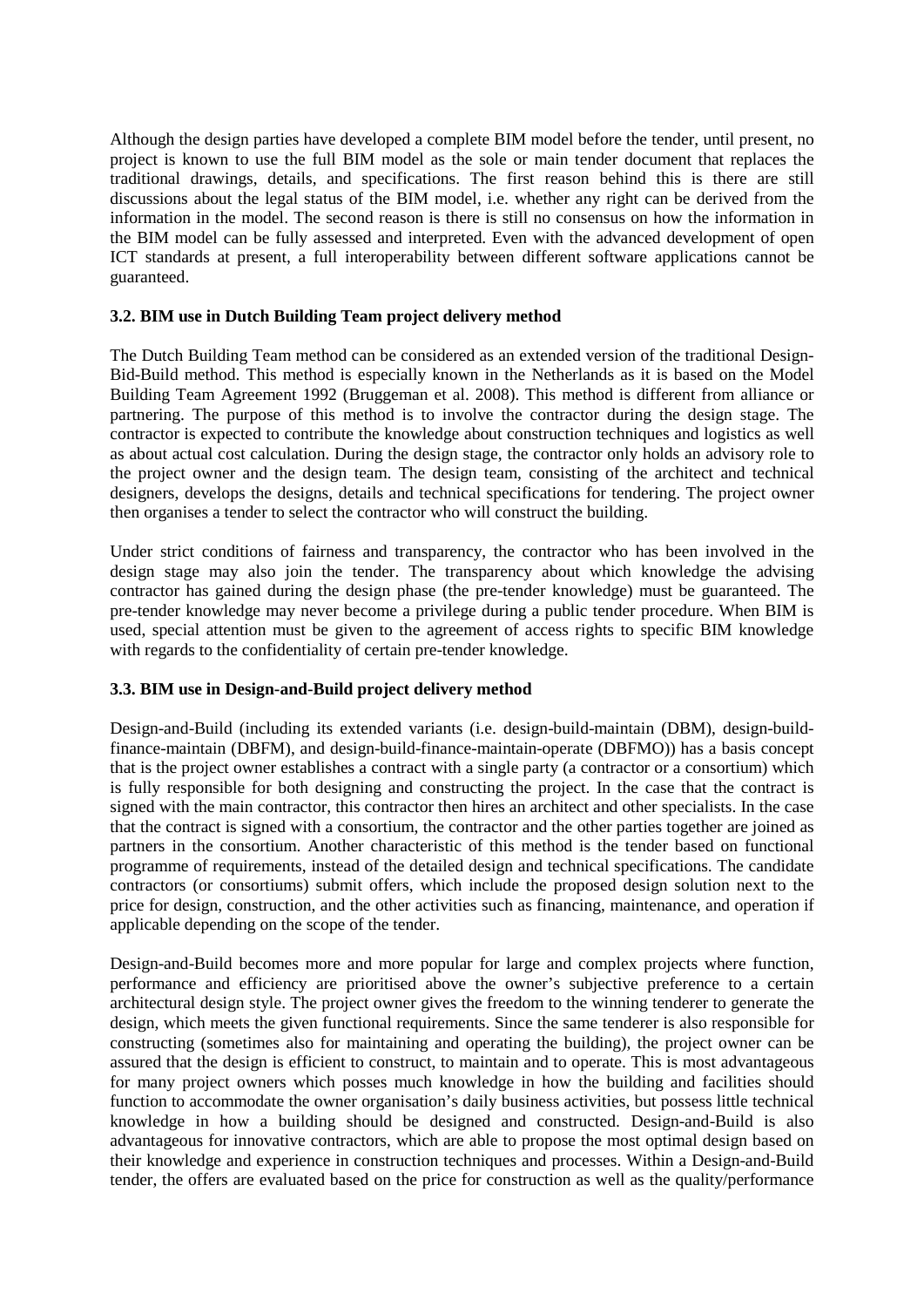Although the design parties have developed a complete BIM model before the tender, until present, no project is known to use the full BIM model as the sole or main tender document that replaces the traditional drawings, details, and specifications. The first reason behind this is there are still discussions about the legal status of the BIM model, i.e. whether any right can be derived from the information in the model. The second reason is there is still no consensus on how the information in the BIM model can be fully assessed and interpreted. Even with the advanced development of open ICT standards at present, a full interoperability between different software applications cannot be guaranteed.

### 3.2. BIM use in Dutch Building Team project delivery method

The Dutch Building Team method can be considered as an extended version of the traditional Design-Bid-Build method. This method is especially known in the Netherlands as it is based on the Model Building Team Agreement 1992 (Bruggeman et al. 2008). This method is different from alliance or partnering. The purpose of this method is to involve the contractor during the design stage. The contractor is expected to contribute the knowledge about construction techniques and logistics as well as about actual cost calculation. During the design stage, the contractor only holds an advisory role to the project owner and the design team. The design team, consisting of the architect and technical designers, develops the designs, details and technical specifications for tendering. The project owner then organises a tender to select the contractor who will construct the building.

Under strict conditions of fairness and transparency, the contractor who has been involved in the design stage may also join the tender. The transparency about which knowledge the advising contractor has gained during the design phase (the pre-tender knowledge) must be guaranteed. The pre-tender knowledge may never become a privilege during a public tender procedure. When BIM is used, special attention must be given to the agreement of access rights to specific BIM knowledge with regards to the confidentiality of certain pre-tender knowledge.

### 3.3. BIM use in Design-and-Build project delivery method

Design-and-Build (including its extended variants (i.e. design-build-maintain (DBM), design-build-finance-maintain (DBFM), and design-build-finance-maintain-operate (DBFMO)) has a basis concept that is the project owner establishes a contract with a single party (a contractor or a consortium) which is fully responsible for both designing and constructing the project. In the case that the contract is signed with the main contractor, this contractor then hires an architect and other specialists. In the case that the contract is signed with a consortium, the contractor and the other parties together are joined as partners in the consortium. Another characteristic of this method is the tender based on functional programme of requirements, instead of the detailed design and technical specifications. The candidate contractors (or consortiums) submit offers, which include the proposed design solution next to the price for design, construction, and the other activities such as financing, maintenance, and operation if applicable depending on the scope of the tender.

Design-and-Build becomes more and more popular for large and complex projects where function, performance and efficiency are prioritised above the owner's subjective preference to a certain architectural design style. The project owner gives the freedom to the winning tenderer to generate the design, which meets the given functional requirements. Since the same tenderer is also responsible for constructing (sometimes also for maintaining and operating the building), the project owner can be assured that the design is efficient to construct, to maintain and to operate. This is most advantageous for many project owners which posses much knowledge in how the building and facilities should function to accommodate the owner organisation's daily business activities, but possess little technical knowledge in how a building should be designed and constructed. Design-and-Build is also advantageous for innovative contractors, which are able to propose the most optimal design based on their knowledge and experience in construction techniques and processes. Within a Design-and-Build tender, the offers are evaluated based on the price for construction as well as the quality/performance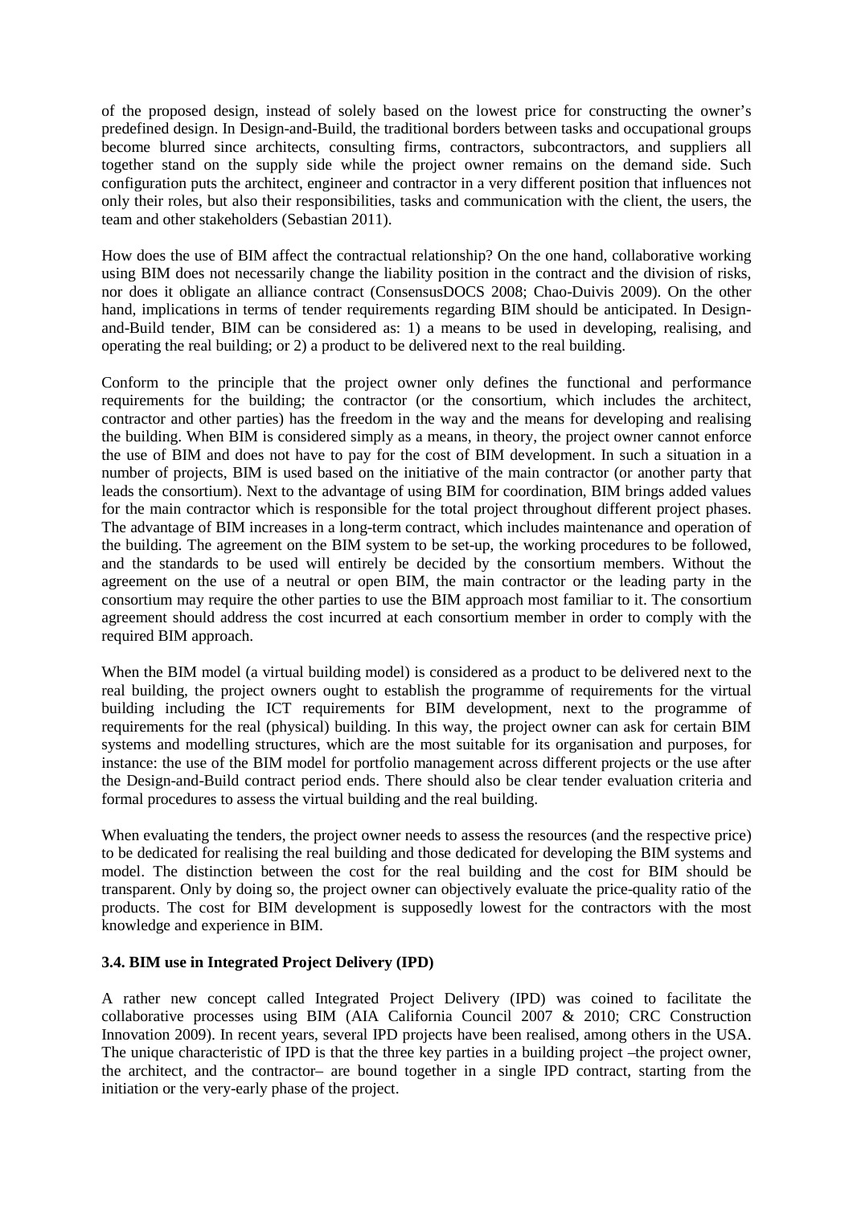of the proposed design, instead of solely based on the lowest price for constructing the owner's predefined design. In Design-and-Build, the traditional borders between tasks and occupational groups become blurred since architects, consulting firms, contractors, subcontractors, and suppliers all together stand on the supply side while the project owner remains on the demand side. Such configuration puts the architect, engineer and contractor in a very different position that influences not only their roles, but also their responsibilities, tasks and communication with the client, the users, the team and other stakeholders (Sebastian 2011).

How does the use of BIM affect the contractual relationship? On the one hand, collaborative working using BIM does not necessarily change the liability position in the contract and the division of risks, nor does it obligate an alliance contract (ConsensusDOCS 2008; Chao-Duivis 2009). On the other hand, implications in terms of tender requirements regarding BIM should be anticipated. In Design-and-Build tender, BIM can be considered as: 1) a means to be used in developing, realising, and operating the real building; or 2) a product to be delivered next to the real building.

Conform to the principle that the project owner only defines the functional and performance requirements for the building; the contractor (or the consortium, which includes the architect, contractor and other parties) has the freedom in the way and the means for developing and realising the building. When BIM is considered simply as a means, in theory, the project owner cannot enforce the use of BIM and does not have to pay for the cost of BIM development. In such a situation in a number of projects, BIM is used based on the initiative of the main contractor (or another party that leads the consortium). Next to the advantage of using BIM for coordination, BIM brings added values for the main contractor which is responsible for the total project throughout different project phases. The advantage of BIM increases in a long-term contract, which includes maintenance and operation of the building. The agreement on the BIM system to be set-up, the working procedures to be followed, and the standards to be used will entirely be decided by the consortium members. Without the agreement on the use of a neutral or open BIM, the main contractor or the leading party in the consortium may require the other parties to use the BIM approach most familiar to it. The consortium agreement should address the cost incurred at each consortium member in order to comply with the required BIM approach.

When the BIM model (a virtual building model) is considered as a product to be delivered next to the real building, the project owners ought to establish the programme of requirements for the virtual building including the ICT requirements for BIM development, next to the programme of requirements for the real (physical) building. In this way, the project owner can ask for certain BIM systems and modelling structures, which are the most suitable for its organisation and purposes, for instance: the use of the BIM model for portfolio management across different projects or the use after the Design-and-Build contract period ends. There should also be clear tender evaluation criteria and formal procedures to assess the virtual building and the real building.

When evaluating the tenders, the project owner needs to assess the resources (and the respective price) to be dedicated for realising the real building and those dedicated for developing the BIM systems and model. The distinction between the cost for the real building and the cost for BIM should be transparent. Only by doing so, the project owner can objectively evaluate the price-quality ratio of the products. The cost for BIM development is supposedly lowest for the contractors with the most knowledge and experience in BIM.

### 3.4. BIM use in Integrated Project Delivery (IPD)

A rather new concept called Integrated Project Delivery (IPD) was coined to facilitate the collaborative processes using BIM (AIA California Council 2007 & 2010; CRC Construction Innovation 2009). In recent years, several IPD projects have been realised, among others in the USA. The unique characteristic of IPD is that the three key parties in a building project –the project owner, the architect, and the contractor– are bound together in a single IPD contract, starting from the initiation or the very-early phase of the project.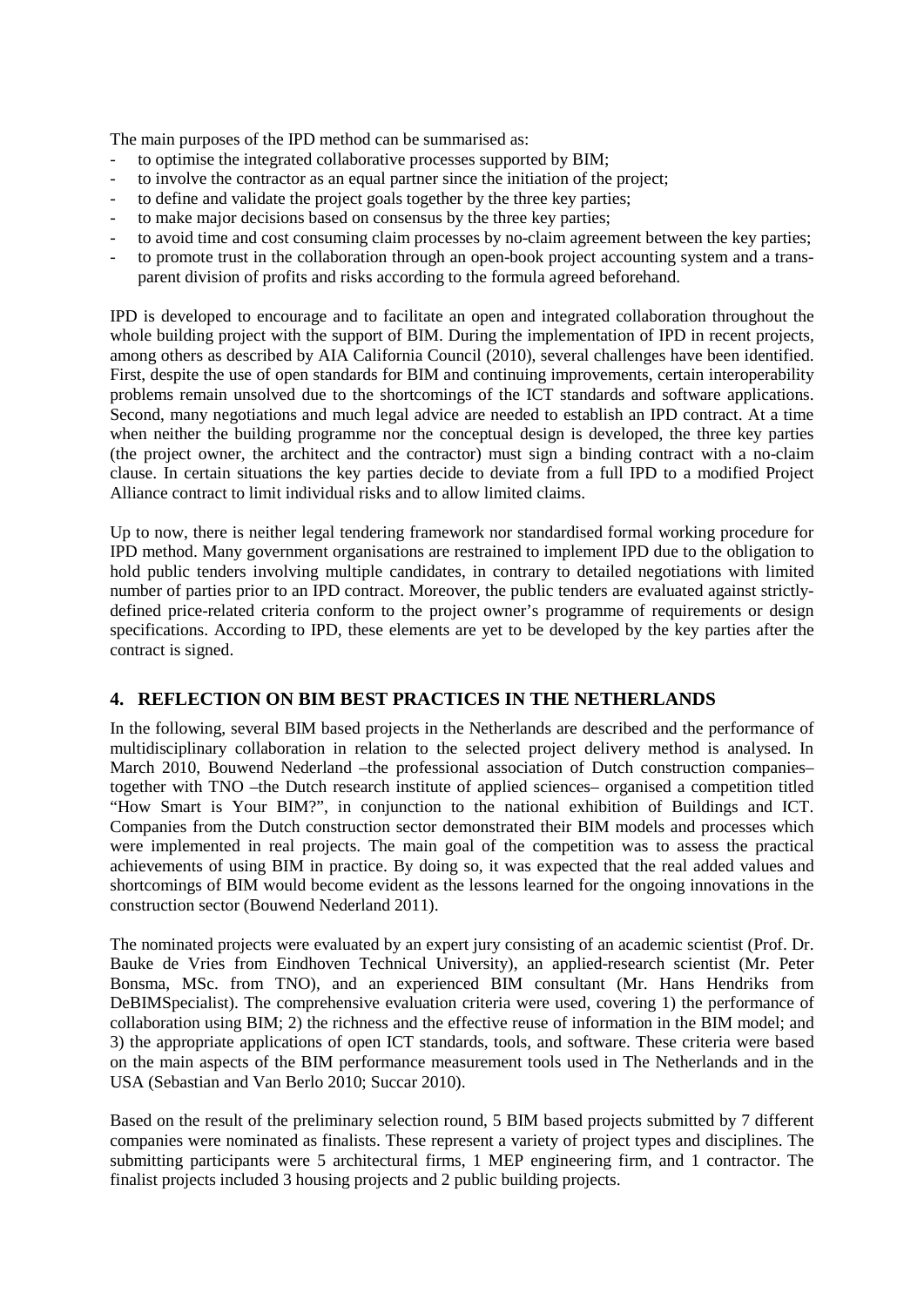The main purposes of the IPD method can be summarised as:

- to optimise the integrated collaborative processes supported by BIM;
- to involve the contractor as an equal partner since the initiation of the project;
- to define and validate the project goals together by the three key parties;
- to make major decisions based on consensus by the three key parties;
- to avoid time and cost consuming claim processes by no-claim agreement between the key parties;
- to promote trust in the collaboration through an open-book project accounting system and a transparent division of profits and risks according to the formula agreed beforehand.

IPD is developed to encourage and to facilitate an open and integrated collaboration throughout the whole building project with the support of BIM. During the implementation of IPD in recent projects, among others as described by AIA California Council (2010), several challenges have been identified. First, despite the use of open standards for BIM and continuing improvements, certain interoperability problems remain unsolved due to the shortcomings of the ICT standards and software applications. Second, many negotiations and much legal advice are needed to establish an IPD contract. At a time when neither the building programme nor the conceptual design is developed, the three key parties (the project owner, the architect and the contractor) must sign a binding contract with a no-claim clause. In certain situations the key parties decide to deviate from a full IPD to a modified Project Alliance contract to limit individual risks and to allow limited claims.

Up to now, there is neither legal tendering framework nor standardised formal working procedure for IPD method. Many government organisations are restrained to implement IPD due to the obligation to hold public tenders involving multiple candidates, in contrary to detailed negotiations with limited number of parties prior to an IPD contract. Moreover, the public tenders are evaluated against strictly-defined price-related criteria conform to the project owner's programme of requirements or design specifications. According to IPD, these elements are yet to be developed by the key parties after the contract is signed.

## 4. REFLECTION ON BIM BEST PRACTICES IN THE NETHERLANDS

In the following, several BIM based projects in the Netherlands are described and the performance of multidisciplinary collaboration in relation to the selected project delivery method is analysed. In March 2010, Bouwend Nederland –the professional association of Dutch construction companies– together with TNO –the Dutch research institute of applied sciences– organised a competition titled "How Smart is Your BIM?", in conjunction to the national exhibition of Buildings and ICT. Companies from the Dutch construction sector demonstrated their BIM models and processes which were implemented in real projects. The main goal of the competition was to assess the practical achievements of using BIM in practice. By doing so, it was expected that the real added values and shortcomings of BIM would become evident as the lessons learned for the ongoing innovations in the construction sector (Bouwend Nederland 2011).

The nominated projects were evaluated by an expert jury consisting of an academic scientist (Prof. Dr. Bauke de Vries from Eindhoven Technical University), an applied-research scientist (Mr. Peter Bonsma, MSc. from TNO), and an experienced BIM consultant (Mr. Hans Hendriks from DeBIMSpecialist). The comprehensive evaluation criteria were used, covering 1) the performance of collaboration using BIM; 2) the richness and the effective reuse of information in the BIM model; and 3) the appropriate applications of open ICT standards, tools, and software. These criteria were based on the main aspects of the BIM performance measurement tools used in The Netherlands and in the USA (Sebastian and Van Berlo 2010; Succar 2010).

Based on the result of the preliminary selection round, 5 BIM based projects submitted by 7 different companies were nominated as finalists. These represent a variety of project types and disciplines. The submitting participants were 5 architectural firms, 1 MEP engineering firm, and 1 contractor. The finalist projects included 3 housing projects and 2 public building projects.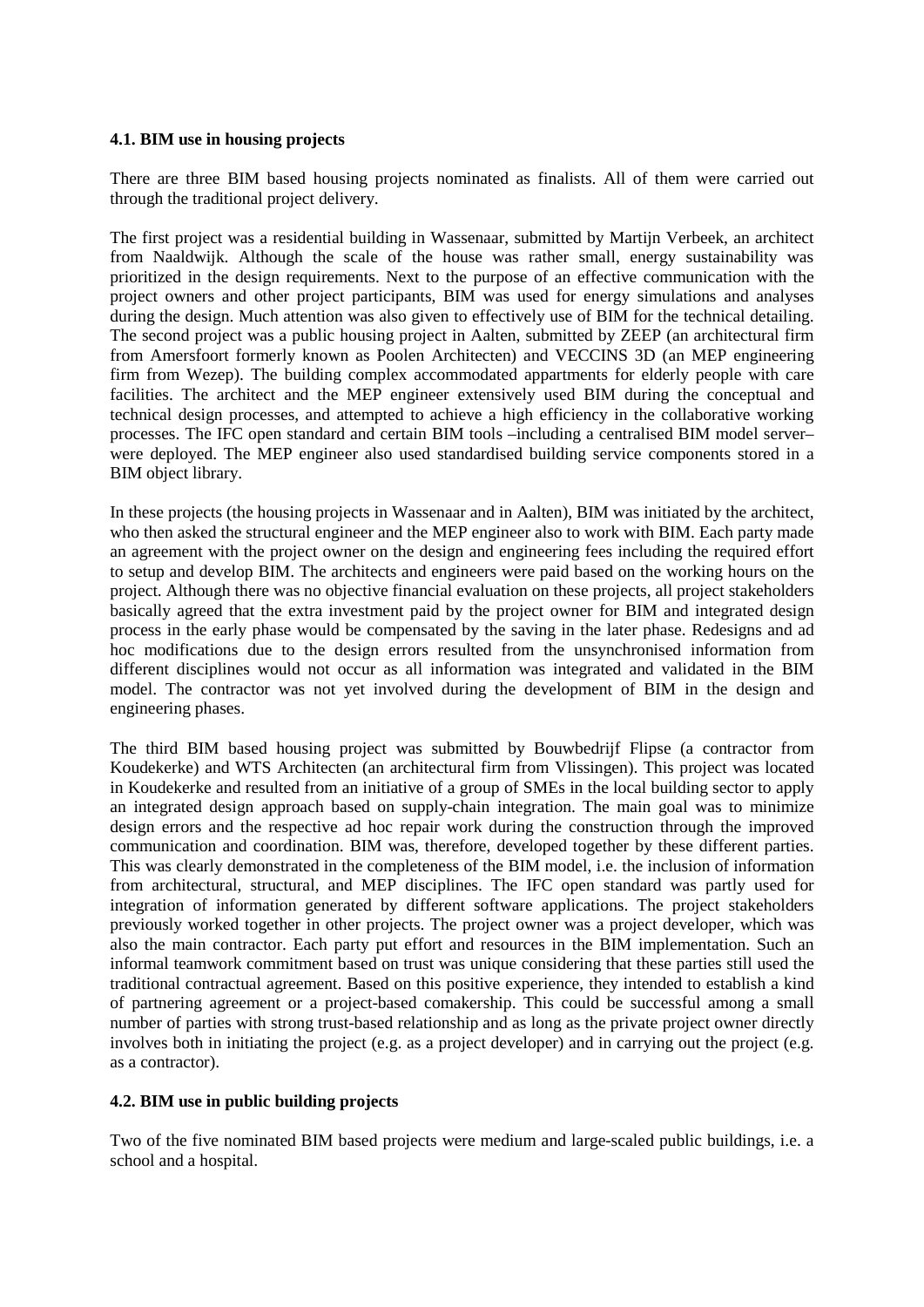### 4.1. BIM use in housing projects

There are three BIM based housing projects nominated as finalists. All of them were carried out through the traditional project delivery.

The first project was a residential building in Wassenaar, submitted by Martijn Verbeek, an architect from Naaldwijk. Although the scale of the house was rather small, energy sustainability was prioritized in the design requirements. Next to the purpose of an effective communication with the project owners and other project participants, BIM was used for energy simulations and analyses during the design. Much attention was also given to effectively use of BIM for the technical detailing. The second project was a public housing project in Aalten, submitted by ZEEP (an architectural firm from Amersfoort formerly known as Poolen Architecten) and VECCINS 3D (an MEP engineering firm from Wezep). The building complex accommodated appartments for elderly people with care facilities. The architect and the MEP engineer extensively used BIM during the conceptual and technical design processes, and attempted to achieve a high efficiency in the collaborative working processes. The IFC open standard and certain BIM tools –including a centralised BIM model server– were deployed. The MEP engineer also used standardised building service components stored in a BIM object library.

In these projects (the housing projects in Wassenaar and in Aalten), BIM was initiated by the architect, who then asked the structural engineer and the MEP engineer also to work with BIM. Each party made an agreement with the project owner on the design and engineering fees including the required effort to setup and develop BIM. The architects and engineers were paid based on the working hours on the project. Although there was no objective financial evaluation on these projects, all project stakeholders basically agreed that the extra investment paid by the project owner for BIM and integrated design process in the early phase would be compensated by the saving in the later phase. Redesigns and ad hoc modifications due to the design errors resulted from the unsynchronised information from different disciplines would not occur as all information was integrated and validated in the BIM model. The contractor was not yet involved during the development of BIM in the design and engineering phases.

The third BIM based housing project was submitted by Bouwbedrijf Flipse (a contractor from Koudekerke) and WTS Architecten (an architectural firm from Vlissingen). This project was located in Koudekerke and resulted from an initiative of a group of SMEs in the local building sector to apply an integrated design approach based on supply-chain integration. The main goal was to minimize design errors and the respective ad hoc repair work during the construction through the improved communication and coordination. BIM was, therefore, developed together by these different parties. This was clearly demonstrated in the completeness of the BIM model, i.e. the inclusion of information from architectural, structural, and MEP disciplines. The IFC open standard was partly used for integration of information generated by different software applications. The project stakeholders previously worked together in other projects. The project owner was a project developer, which was also the main contractor. Each party put effort and resources in the BIM implementation. Such an informal teamwork commitment based on trust was unique considering that these parties still used the traditional contractual agreement. Based on this positive experience, they intended to establish a kind of partnering agreement or a project-based comakership. This could be successful among a small number of parties with strong trust-based relationship and as long as the private project owner directly involves both in initiating the project (e.g. as a project developer) and in carrying out the project (e.g. as a contractor).

### 4.2. BIM use in public building projects

Two of the five nominated BIM based projects were medium and large-scaled public buildings, i.e. a school and a hospital.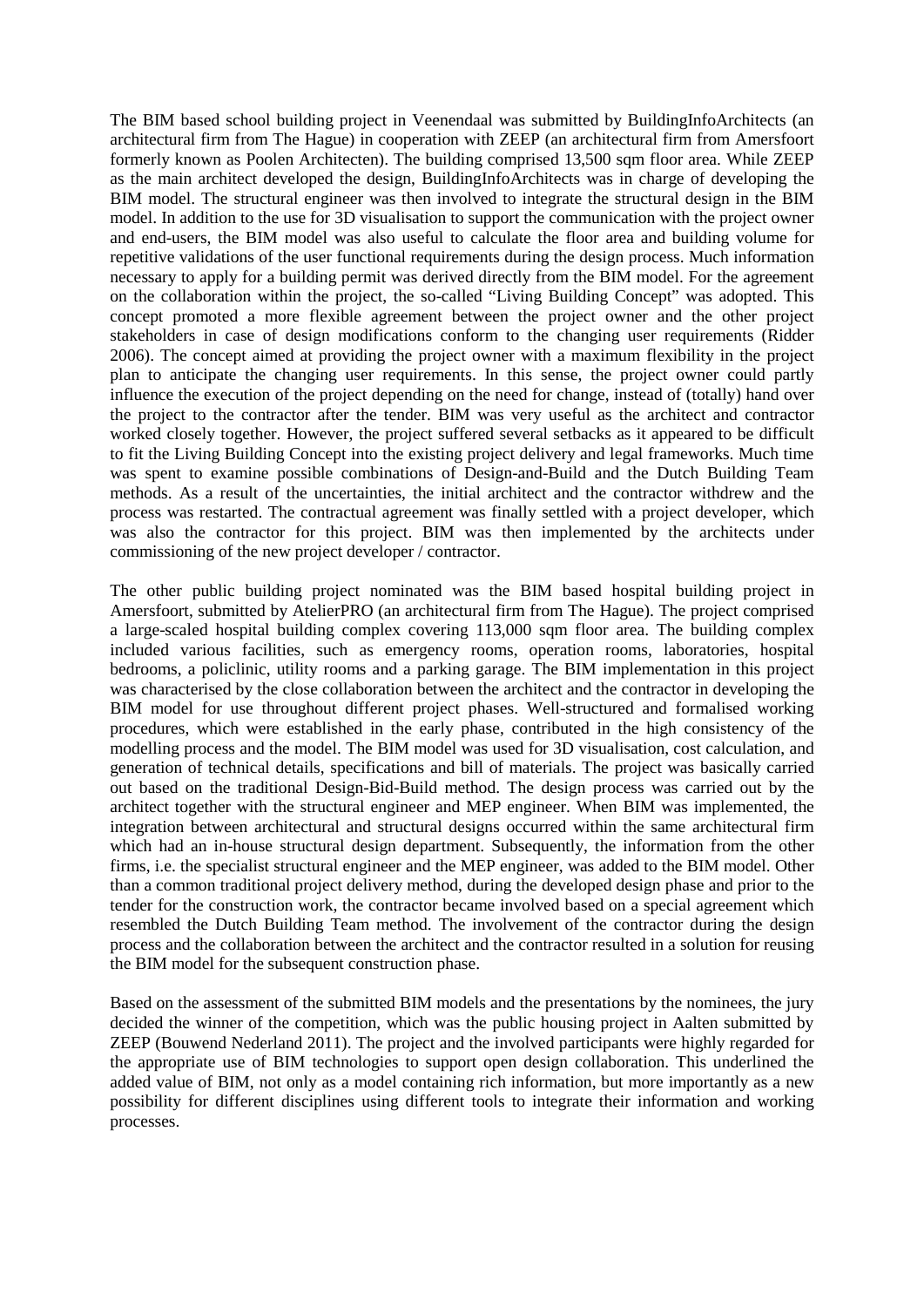The BIM based school building project in Veenendaal was submitted by BuildingInfoArchitects (an architectural firm from The Hague) in cooperation with ZEEP (an architectural firm from Amersfoort formerly known as Poolen Architecten). The building comprised 13,500 sqm floor area. While ZEEP as the main architect developed the design, BuildingInfoArchitects was in charge of developing the BIM model. The structural engineer was then involved to integrate the structural design in the BIM model. In addition to the use for 3D visualisation to support the communication with the project owner and end-users, the BIM model was also useful to calculate the floor area and building volume for repetitive validations of the user functional requirements during the design process. Much information necessary to apply for a building permit was derived directly from the BIM model. For the agreement on the collaboration within the project, the so-called "Living Building Concept" was adopted. This concept promoted a more flexible agreement between the project owner and the other project stakeholders in case of design modifications conform to the changing user requirements (Ridder 2006). The concept aimed at providing the project owner with a maximum flexibility in the project plan to anticipate the changing user requirements. In this sense, the project owner could partly influence the execution of the project depending on the need for change, instead of (totally) hand over the project to the contractor after the tender. BIM was very useful as the architect and contractor worked closely together. However, the project suffered several setbacks as it appeared to be difficult to fit the Living Building Concept into the existing project delivery and legal frameworks. Much time was spent to examine possible combinations of Design-and-Build and the Dutch Building Team methods. As a result of the uncertainties, the initial architect and the contractor withdrew and the process was restarted. The contractual agreement was finally settled with a project developer, which was also the contractor for this project. BIM was then implemented by the architects under commissioning of the new project developer / contractor.

The other public building project nominated was the BIM based hospital building project in Amersfoort, submitted by AtelierPRO (an architectural firm from The Hague). The project comprised a large-scaled hospital building complex covering 113,000 sqm floor area. The building complex included various facilities, such as emergency rooms, operation rooms, laboratories, hospital bedrooms, a policlinic, utility rooms and a parking garage. The BIM implementation in this project was characterised by the close collaboration between the architect and the contractor in developing the BIM model for use throughout different project phases. Well-structured and formalised working procedures, which were established in the early phase, contributed in the high consistency of the modelling process and the model. The BIM model was used for 3D visualisation, cost calculation, and generation of technical details, specifications and bill of materials. The project was basically carried out based on the traditional Design-Bid-Build method. The design process was carried out by the architect together with the structural engineer and MEP engineer. When BIM was implemented, the integration between architectural and structural designs occurred within the same architectural firm which had an in-house structural design department. Subsequently, the information from the other firms, i.e. the specialist structural engineer and the MEP engineer, was added to the BIM model. Other than a common traditional project delivery method, during the developed design phase and prior to the tender for the construction work, the contractor became involved based on a special agreement which resembled the Dutch Building Team method. The involvement of the contractor during the design process and the collaboration between the architect and the contractor resulted in a solution for reusing the BIM model for the subsequent construction phase.

Based on the assessment of the submitted BIM models and the presentations by the nominees, the jury decided the winner of the competition, which was the public housing project in Aalten submitted by ZEEP (Bouwend Nederland 2011). The project and the involved participants were highly regarded for the appropriate use of BIM technologies to support open design collaboration. This underlined the added value of BIM, not only as a model containing rich information, but more importantly as a new possibility for different disciplines using different tools to integrate their information and working processes.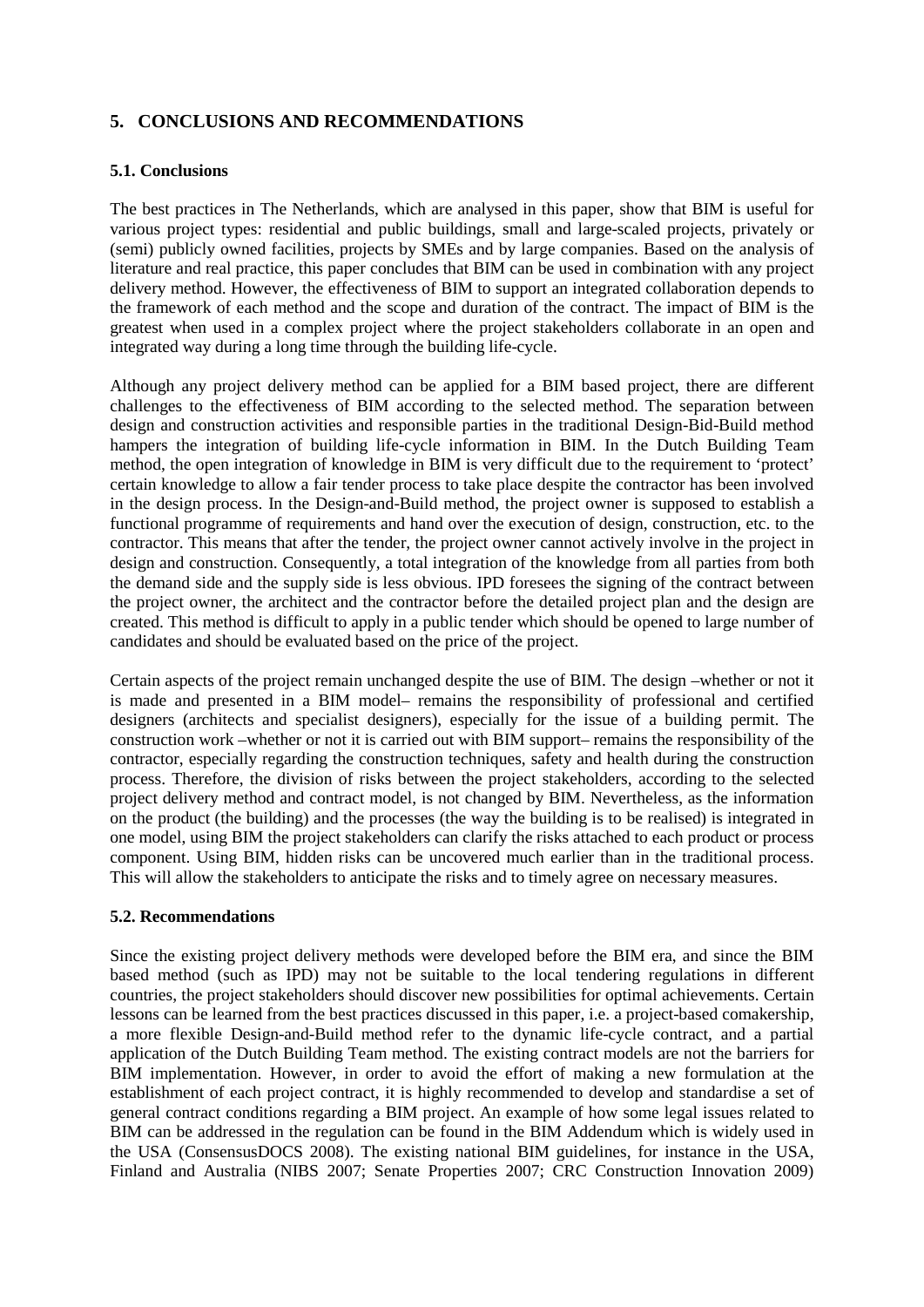## 5. CONCLUSIONS AND RECOMMENDATIONS

### 5.1. Conclusions

The best practices in The Netherlands, which are analysed in this paper, show that BIM is useful for various project types: residential and public buildings, small and large-scaled projects, privately or (semi) publicly owned facilities, projects by SMEs and by large companies. Based on the analysis of literature and real practice, this paper concludes that BIM can be used in combination with any project delivery method. However, the effectiveness of BIM to support an integrated collaboration depends to the framework of each method and the scope and duration of the contract. The impact of BIM is the greatest when used in a complex project where the project stakeholders collaborate in an open and integrated way during a long time through the building life-cycle.

Although any project delivery method can be applied for a BIM based project, there are different challenges to the effectiveness of BIM according to the selected method. The separation between design and construction activities and responsible parties in the traditional Design-Bid-Build method hampers the integration of building life-cycle information in BIM. In the Dutch Building Team method, the open integration of knowledge in BIM is very difficult due to the requirement to 'protect' certain knowledge to allow a fair tender process to take place despite the contractor has been involved in the design process. In the Design-and-Build method, the project owner is supposed to establish a functional programme of requirements and hand over the execution of design, construction, etc. to the contractor. This means that after the tender, the project owner cannot actively involve in the project in design and construction. Consequently, a total integration of the knowledge from all parties from both the demand side and the supply side is less obvious. IPD foresees the signing of the contract between the project owner, the architect and the contractor before the detailed project plan and the design are created. This method is difficult to apply in a public tender which should be opened to large number of candidates and should be evaluated based on the price of the project.

Certain aspects of the project remain unchanged despite the use of BIM. The design –whether or not it is made and presented in a BIM model– remains the responsibility of professional and certified designers (architects and specialist designers), especially for the issue of a building permit. The construction work –whether or not it is carried out with BIM support– remains the responsibility of the contractor, especially regarding the construction techniques, safety and health during the construction process. Therefore, the division of risks between the project stakeholders, according to the selected project delivery method and contract model, is not changed by BIM. Nevertheless, as the information on the product (the building) and the processes (the way the building is to be realised) is integrated in one model, using BIM the project stakeholders can clarify the risks attached to each product or process component. Using BIM, hidden risks can be uncovered much earlier than in the traditional process. This will allow the stakeholders to anticipate the risks and to timely agree on necessary measures.

### 5.2. Recommendations

Since the existing project delivery methods were developed before the BIM era, and since the BIM based method (such as IPD) may not be suitable to the local tendering regulations in different countries, the project stakeholders should discover new possibilities for optimal achievements. Certain lessons can be learned from the best practices discussed in this paper, i.e. a project-based comakership, a more flexible Design-and-Build method refer to the dynamic life-cycle contract, and a partial application of the Dutch Building Team method. The existing contract models are not the barriers for BIM implementation. However, in order to avoid the effort of making a new formulation at the establishment of each project contract, it is highly recommended to develop and standardise a set of general contract conditions regarding a BIM project. An example of how some legal issues related to BIM can be addressed in the regulation can be found in the BIM Addendum which is widely used in the USA (ConsensusDOCS 2008). The existing national BIM guidelines, for instance in the USA, Finland and Australia (NIBS 2007; Senate Properties 2007; CRC Construction Innovation 2009)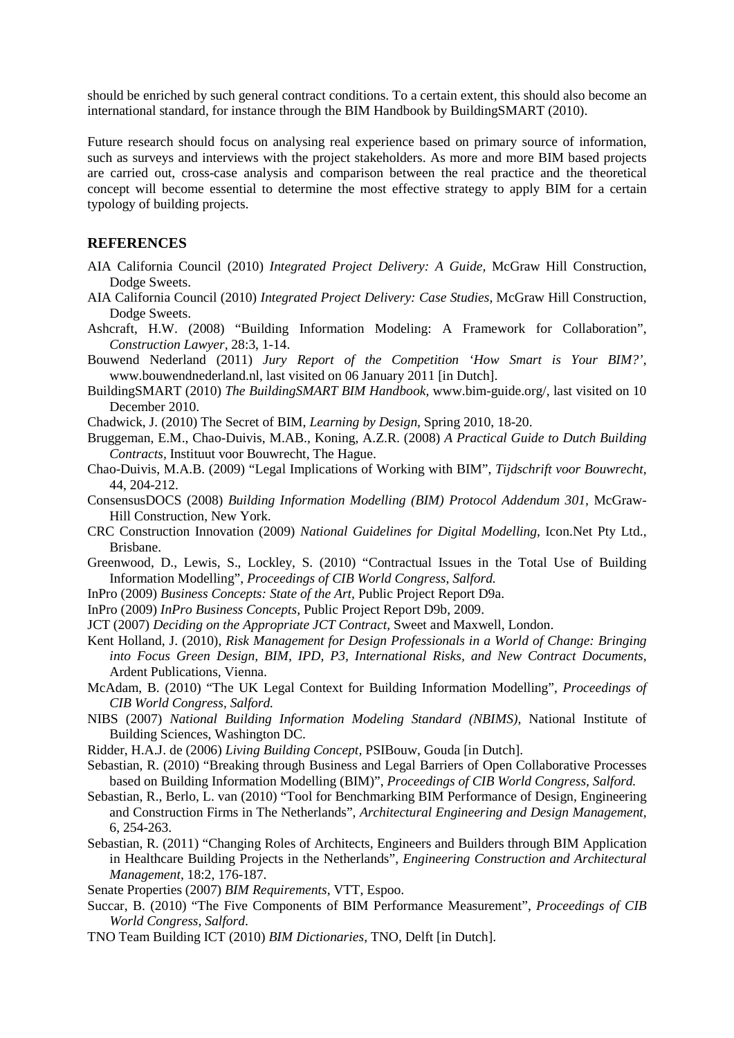should be enriched by such general contract conditions. To a certain extent, this should also become an international standard, for instance through the BIM Handbook by BuildingSMART (2010).

Future research should focus on analysing real experience based on primary source of information, such as surveys and interviews with the project stakeholders. As more and more BIM based projects are carried out, cross-case analysis and comparison between the real practice and the theoretical concept will become essential to determine the most effective strategy to apply BIM for a certain typology of building projects.

## REFERENCES

AIA California Council (2010) *Integrated Project Delivery: A Guide*, McGraw Hill Construction, Dodge Sweets.

AIA California Council (2010) *Integrated Project Delivery: Case Studies*, McGraw Hill Construction, Dodge Sweets.

Ashcraft, H.W. (2008) "Building Information Modeling: A Framework for Collaboration", *Construction Lawyer*, 28:3, 1-14.

Bouwend Nederland (2011) *Jury Report of the Competition 'How Smart is Your BIM?'*, www.bouwendnederland.nl, last visited on 06 January 2011 [in Dutch].

BuildingSMART (2010) *The BuildingSMART BIM Handbook*, www.bim-guide.org/, last visited on 10 December 2010.

Chadwick, J. (2010) The Secret of BIM, *Learning by Design*, Spring 2010, 18-20.

Bruggeman, E.M., Chao-Duivis, M.AB., Koning, A.Z.R. (2008) *A Practical Guide to Dutch Building Contracts*, Instituut voor Bouwrecht, The Hague.

Chao-Duivis, M.A.B. (2009) "Legal Implications of Working with BIM", *Tijdschrift voor Bouwrecht*, 44, 204-212.

ConsensusDOCS (2008) *Building Information Modelling (BIM) Protocol Addendum 301*, McGraw-Hill Construction, New York.

CRC Construction Innovation (2009) *National Guidelines for Digital Modelling*, Icon.Net Pty Ltd., Brisbane.

Greenwood, D., Lewis, S., Lockley, S. (2010) "Contractual Issues in the Total Use of Building Information Modelling", *Proceedings of CIB World Congress, Salford.*

InPro (2009) *Business Concepts: State of the Art*, Public Project Report D9a.

InPro (2009) *InPro Business Concepts*, Public Project Report D9b, 2009.

JCT (2007) *Deciding on the Appropriate JCT Contract*, Sweet and Maxwell, London.

Kent Holland, J. (2010), *Risk Management for Design Professionals in a World of Change: Bringing into Focus Green Design, BIM, IPD, P3, International Risks, and New Contract Documents*, Ardent Publications, Vienna.

McAdam, B. (2010) "The UK Legal Context for Building Information Modelling", *Proceedings of CIB World Congress, Salford.*

NIBS (2007) *National Building Information Modeling Standard (NBIMS)*, National Institute of Building Sciences, Washington DC.

Ridder, H.A.J. de (2006) *Living Building Concept*, PSIBouw, Gouda [in Dutch].

Sebastian, R. (2010) "Breaking through Business and Legal Barriers of Open Collaborative Processes based on Building Information Modelling (BIM)", *Proceedings of CIB World Congress, Salford.*

Sebastian, R., Berlo, L. van (2010) "Tool for Benchmarking BIM Performance of Design, Engineering and Construction Firms in The Netherlands", *Architectural Engineering and Design Management*, 6, 254-263.

Sebastian, R. (2011) "Changing Roles of Architects, Engineers and Builders through BIM Application in Healthcare Building Projects in the Netherlands", *Engineering Construction and Architectural Management*, 18:2, 176-187.

Senate Properties (2007) *BIM Requirements*, VTT, Espoo.

Succar, B. (2010) "The Five Components of BIM Performance Measurement", *Proceedings of CIB World Congress, Salford*.

TNO Team Building ICT (2010) *BIM Dictionaries*, TNO, Delft [in Dutch].